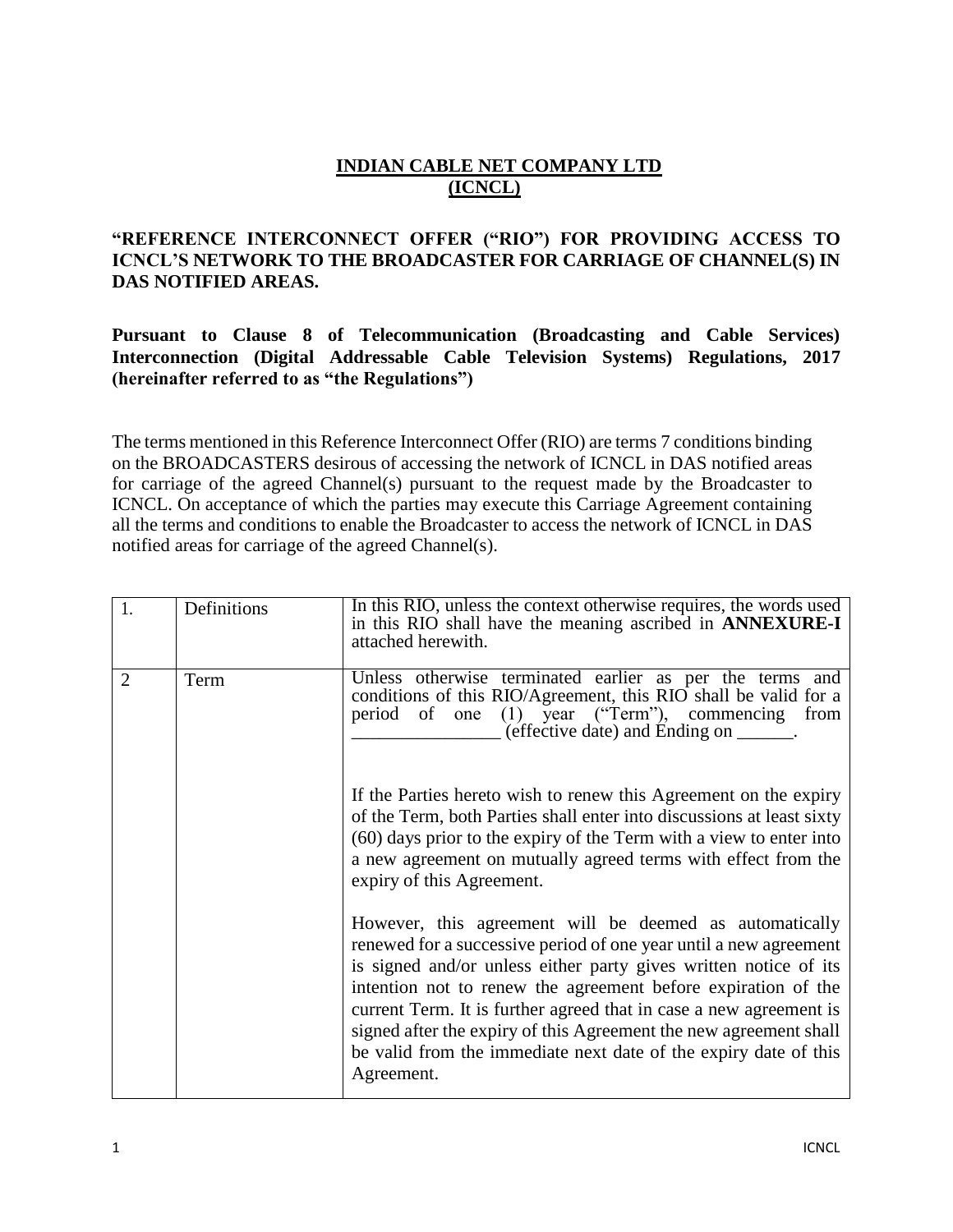# INDIAN CABLE NET COMPANY LTD
# (ICNCL)

**"REFERENCE INTERCONNECT OFFER ("RIO") FOR PROVIDING ACCESS TO ICNCL'S NETWORK TO THE BROADCASTER FOR CARRIAGE OF CHANNEL(S) IN DAS NOTIFIED AREAS.**

**Pursuant to Clause 8 of Telecommunication (Broadcasting and Cable Services) Interconnection (Digital Addressable Cable Television Systems) Regulations, 2017 (hereinafter referred to as "the Regulations")**

The terms mentioned in this Reference Interconnect Offer (RIO) are terms 7 conditions binding on the BROADCASTERS desirous of accessing the network of ICNCL in DAS notified areas for carriage of the agreed Channel(s) pursuant to the request made by the Broadcaster to ICNCL. On acceptance of which the parties may execute this Carriage Agreement containing all the terms and conditions to enable the Broadcaster to access the network of ICNCL in DAS notified areas for carriage of the agreed Channel(s).

| | | |
|---|---|---|
| 1. | Definitions | In this RIO, unless the context otherwise requires, the words used in this RIO shall have the meaning ascribed in **ANNEXURE-I** attached herewith. |
| 2 | Term | Unless otherwise terminated earlier as per the terms and conditions of this RIO/Agreement, this RIO shall be valid for a period of one (1) year ("Term"), commencing from ________________ (effective date) and Ending on ______.<br><br>If the Parties hereto wish to renew this Agreement on the expiry of the Term, both Parties shall enter into discussions at least sixty (60) days prior to the expiry of the Term with a view to enter into a new agreement on mutually agreed terms with effect from the expiry of this Agreement.<br><br>However, this agreement will be deemed as automatically renewed for a successive period of one year until a new agreement is signed and/or unless either party gives written notice of its intention not to renew the agreement before expiration of the current Term. It is further agreed that in case a new agreement is signed after the expiry of this Agreement the new agreement shall be valid from the immediate next date of the expiry date of this Agreement. |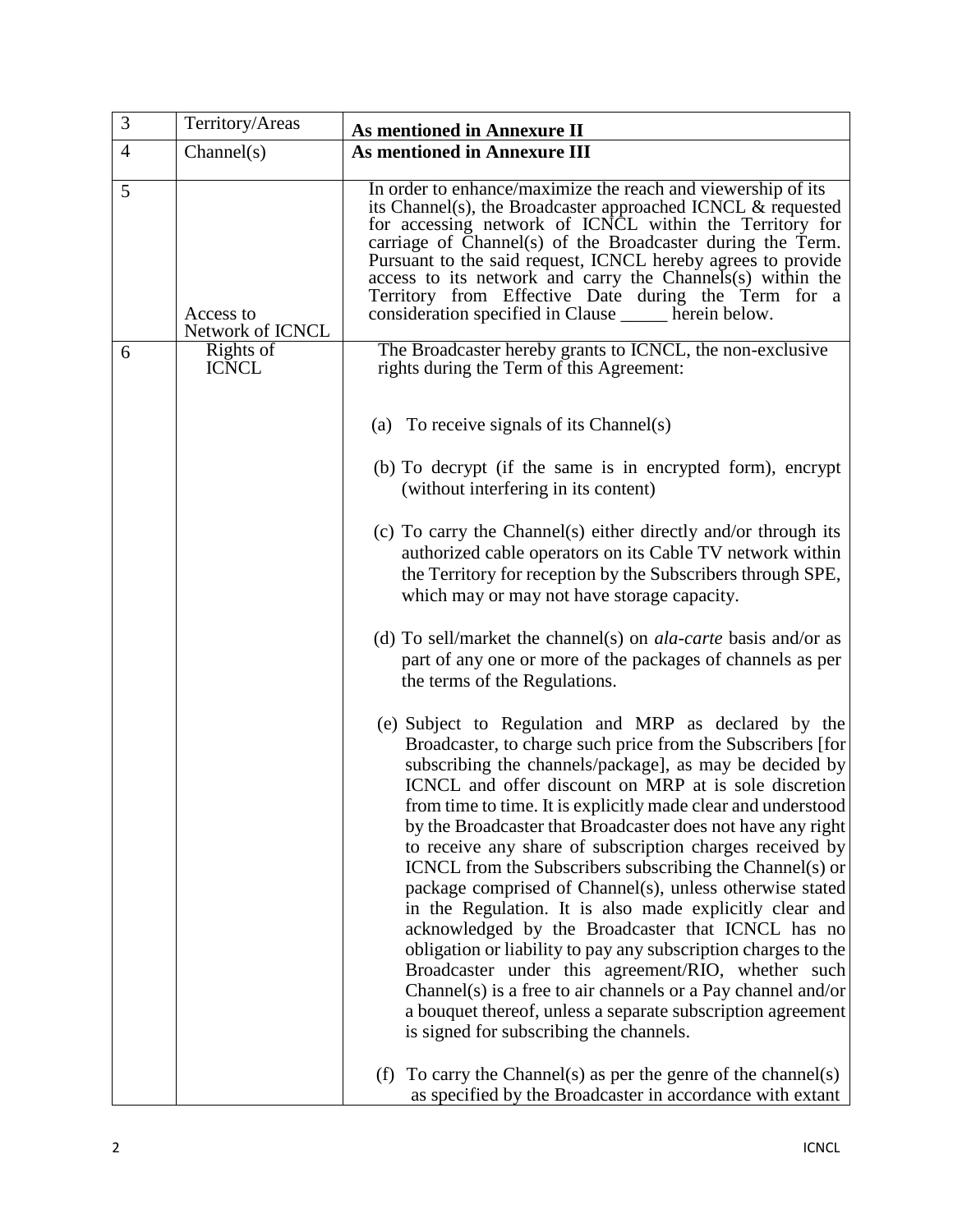| 3 | Territory/Areas | **As mentioned in Annexure II** |
|---|---|---|
| 4 | Channel(s) | **As mentioned in Annexure III** |
| 5 | Access to Network of ICNCL | In order to enhance/maximize the reach and viewership of its its Channel(s), the Broadcaster approached ICNCL & requested for accessing network of ICNCL within the Territory for carriage of Channel(s) of the Broadcaster during the Term. Pursuant to the said request, ICNCL hereby agrees to provide access to its network and carry the Channels(s) within the Territory from Effective Date during the Term for a consideration specified in Clause _____ herein below. |
| 6 | Rights of ICNCL | The Broadcaster hereby grants to ICNCL, the non-exclusive rights during the Term of this Agreement:<br><br>(a) To receive signals of its Channel(s)<br><br>(b) To decrypt (if the same is in encrypted form), encrypt (without interfering in its content)<br><br>(c) To carry the Channel(s) either directly and/or through its authorized cable operators on its Cable TV network within the Territory for reception by the Subscribers through SPE, which may or may not have storage capacity.<br><br>(d) To sell/market the channel(s) on *ala-carte* basis and/or as part of any one or more of the packages of channels as per the terms of the Regulations.<br><br>(e) Subject to Regulation and MRP as declared by the Broadcaster, to charge such price from the Subscribers [for subscribing the channels/package], as may be decided by ICNCL and offer discount on MRP at is sole discretion from time to time. It is explicitly made clear and understood by the Broadcaster that Broadcaster does not have any right to receive any share of subscription charges received by ICNCL from the Subscribers subscribing the Channel(s) or package comprised of Channel(s), unless otherwise stated in the Regulation. It is also made explicitly clear and acknowledged by the Broadcaster that ICNCL has no obligation or liability to pay any subscription charges to the Broadcaster under this agreement/RIO, whether such Channel(s) is a free to air channels or a Pay channel and/or a bouquet thereof, unless a separate subscription agreement is signed for subscribing the channels.<br><br>(f) To carry the Channel(s) as per the genre of the channel(s) as specified by the Broadcaster in accordance with extant |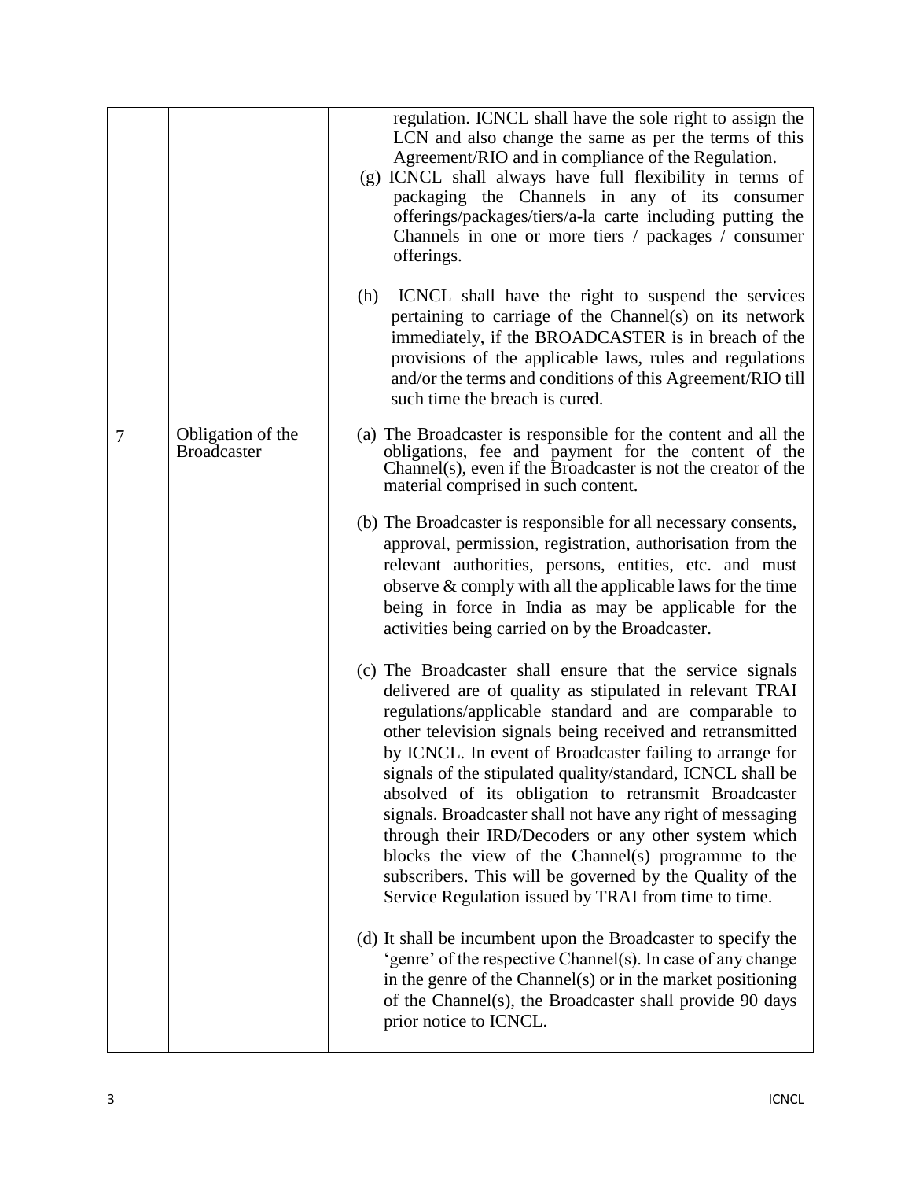| | | |
|---|---|---|
| | | regulation. ICNCL shall have the sole right to assign the LCN and also change the same as per the terms of this Agreement/RIO and in compliance of the Regulation.<br>(g) ICNCL shall always have full flexibility in terms of packaging the Channels in any of its consumer offerings/packages/tiers/a-la carte including putting the Channels in one or more tiers / packages / consumer offerings.<br><br>(h) ICNCL shall have the right to suspend the services pertaining to carriage of the Channel(s) on its network immediately, if the BROADCASTER is in breach of the provisions of the applicable laws, rules and regulations and/or the terms and conditions of this Agreement/RIO till such time the breach is cured. |
| 7 | Obligation of the Broadcaster | (a) The Broadcaster is responsible for the content and all the obligations, fee and payment for the content of the Channel(s), even if the Broadcaster is not the creator of the material comprised in such content.<br><br>(b) The Broadcaster is responsible for all necessary consents, approval, permission, registration, authorisation from the relevant authorities, persons, entities, etc. and must observe & comply with all the applicable laws for the time being in force in India as may be applicable for the activities being carried on by the Broadcaster.<br><br>(c) The Broadcaster shall ensure that the service signals delivered are of quality as stipulated in relevant TRAI regulations/applicable standard and are comparable to other television signals being received and retransmitted by ICNCL. In event of Broadcaster failing to arrange for signals of the stipulated quality/standard, ICNCL shall be absolved of its obligation to retransmit Broadcaster signals. Broadcaster shall not have any right of messaging through their IRD/Decoders or any other system which blocks the view of the Channel(s) programme to the subscribers. This will be governed by the Quality of the Service Regulation issued by TRAI from time to time.<br><br>(d) It shall be incumbent upon the Broadcaster to specify the 'genre' of the respective Channel(s). In case of any change in the genre of the Channel(s) or in the market positioning of the Channel(s), the Broadcaster shall provide 90 days prior notice to ICNCL. |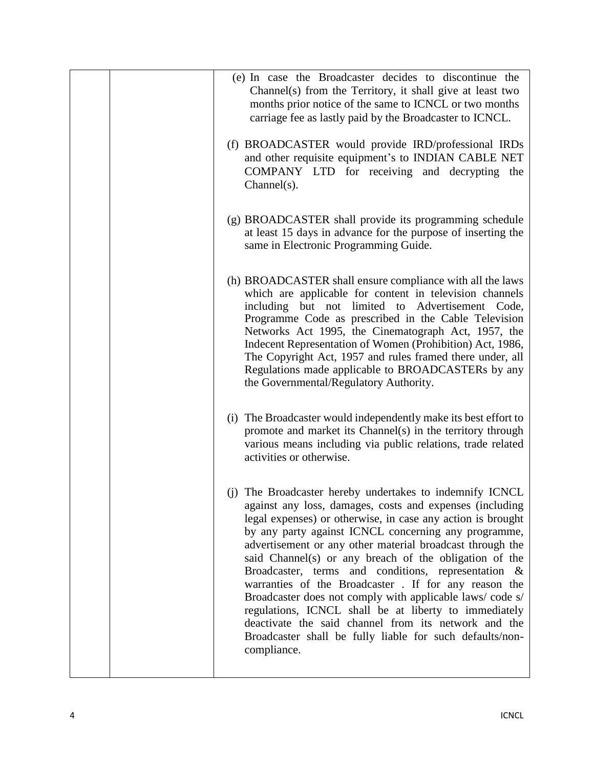| | | (e) In case the Broadcaster decides to discontinue the Channel(s) from the Territory, it shall give at least two months prior notice of the same to ICNCL or two months carriage fee as lastly paid by the Broadcaster to ICNCL.<br><br>(f) BROADCASTER would provide IRD/professional IRDs and other requisite equipment's to INDIAN CABLE NET COMPANY LTD for receiving and decrypting the Channel(s).<br><br>(g) BROADCASTER shall provide its programming schedule at least 15 days in advance for the purpose of inserting the same in Electronic Programming Guide.<br><br>(h) BROADCASTER shall ensure compliance with all the laws which are applicable for content in television channels including but not limited to Advertisement Code, Programme Code as prescribed in the Cable Television Networks Act 1995, the Cinematograph Act, 1957, the Indecent Representation of Women (Prohibition) Act, 1986, The Copyright Act, 1957 and rules framed there under, all Regulations made applicable to BROADCASTERs by any the Governmental/Regulatory Authority.<br><br>(i) The Broadcaster would independently make its best effort to promote and market its Channel(s) in the territory through various means including via public relations, trade related activities or otherwise.<br><br>(j) The Broadcaster hereby undertakes to indemnify ICNCL against any loss, damages, costs and expenses (including legal expenses) or otherwise, in case any action is brought by any party against ICNCL concerning any programme, advertisement or any other material broadcast through the said Channel(s) or any breach of the obligation of the Broadcaster, terms and conditions, representation & warranties of the Broadcaster . If for any reason the Broadcaster does not comply with applicable laws/ code s/ regulations, ICNCL shall be at liberty to immediately deactivate the said channel from its network and the Broadcaster shall be fully liable for such defaults/non-compliance. |
|---|---|---|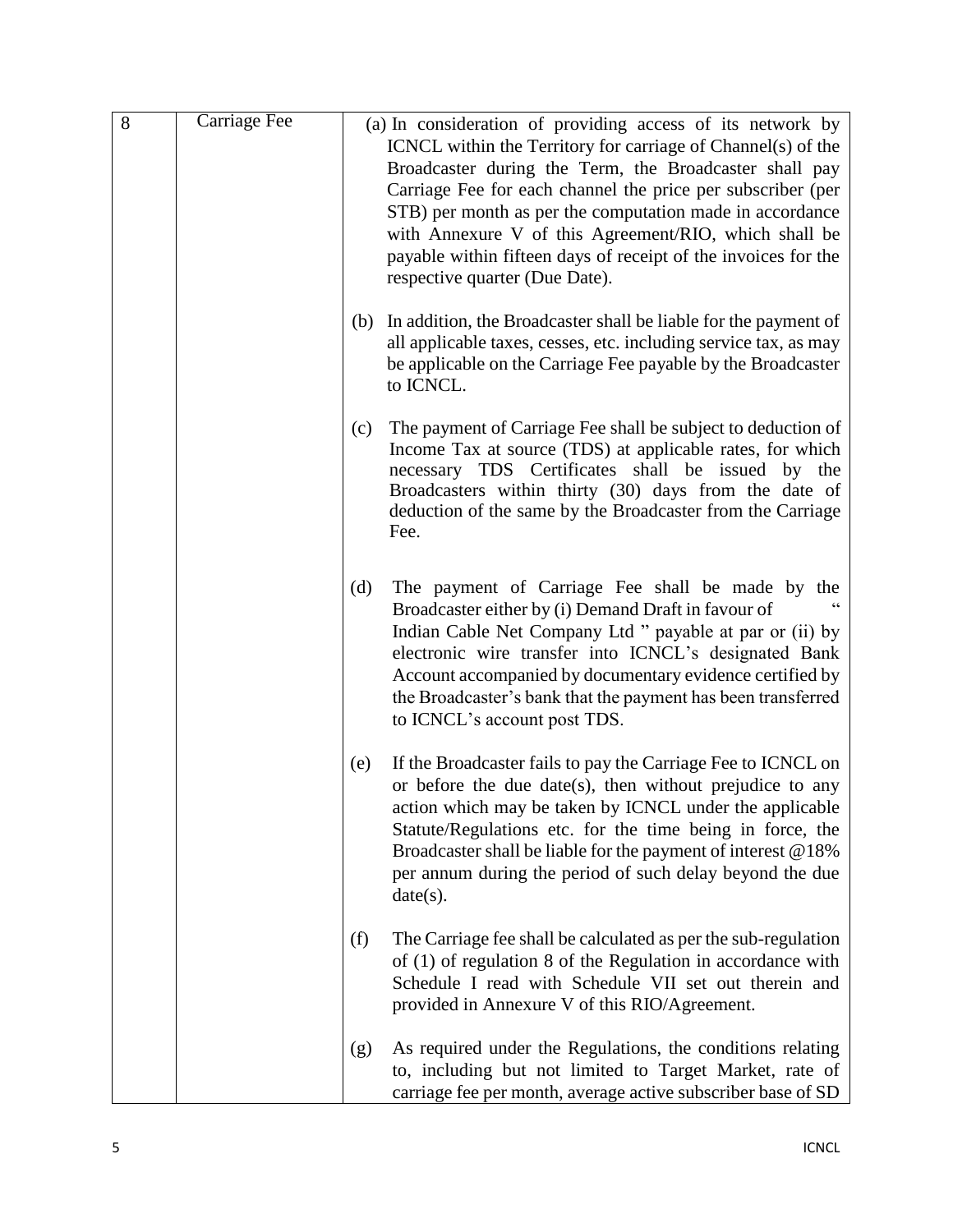| 8 | Carriage Fee | (a) In consideration of providing access of its network by ICNCL within the Territory for carriage of Channel(s) of the Broadcaster during the Term, the Broadcaster shall pay Carriage Fee for each channel the price per subscriber (per STB) per month as per the computation made in accordance with Annexure V of this Agreement/RIO, which shall be payable within fifteen days of receipt of the invoices for the respective quarter (Due Date).<br><br>(b) In addition, the Broadcaster shall be liable for the payment of all applicable taxes, cesses, etc. including service tax, as may be applicable on the Carriage Fee payable by the Broadcaster to ICNCL.<br><br>(c) The payment of Carriage Fee shall be subject to deduction of Income Tax at source (TDS) at applicable rates, for which necessary TDS Certificates shall be issued by the Broadcasters within thirty (30) days from the date of deduction of the same by the Broadcaster from the Carriage Fee.<br><br>(d) The payment of Carriage Fee shall be made by the Broadcaster either by (i) Demand Draft in favour of " Indian Cable Net Company Ltd " payable at par or (ii) by electronic wire transfer into ICNCL's designated Bank Account accompanied by documentary evidence certified by the Broadcaster's bank that the payment has been transferred to ICNCL's account post TDS.<br><br>(e) If the Broadcaster fails to pay the Carriage Fee to ICNCL on or before the due date(s), then without prejudice to any action which may be taken by ICNCL under the applicable Statute/Regulations etc. for the time being in force, the Broadcaster shall be liable for the payment of interest @18% per annum during the period of such delay beyond the due date(s).<br><br>(f) The Carriage fee shall be calculated as per the sub-regulation of (1) of regulation 8 of the Regulation in accordance with Schedule I read with Schedule VII set out therein and provided in Annexure V of this RIO/Agreement.<br><br>(g) As required under the Regulations, the conditions relating to, including but not limited to Target Market, rate of carriage fee per month, average active subscriber base of SD |
|---|---|---|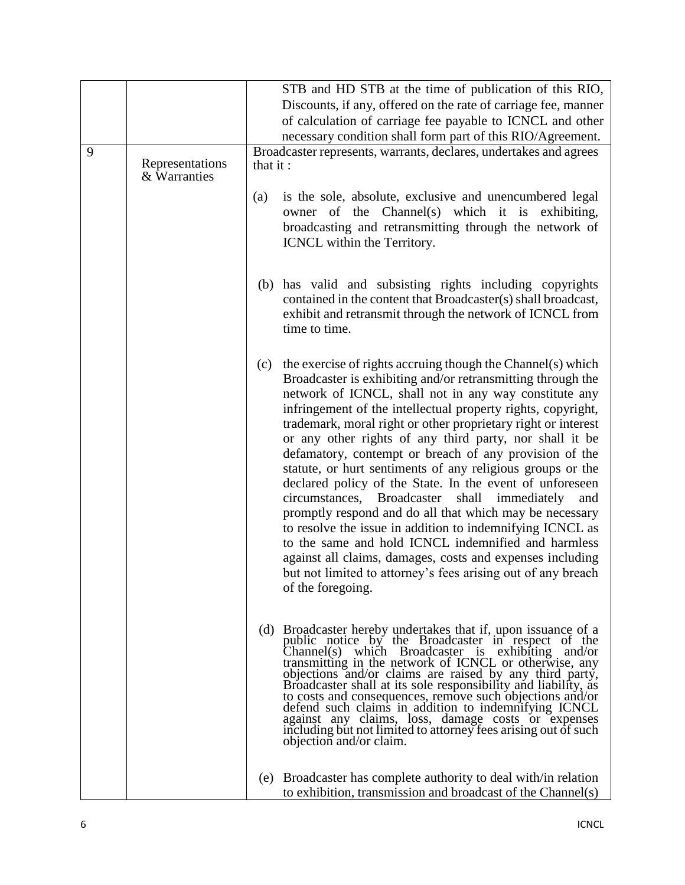| | | |
|---|---|---|
| | | STB and HD STB at the time of publication of this RIO, Discounts, if any, offered on the rate of carriage fee, manner of calculation of carriage fee payable to ICNCL and other necessary condition shall form part of this RIO/Agreement. |
| 9 | Representations & Warranties | Broadcaster represents, warrants, declares, undertakes and agrees that it :<br><br>(a) is the sole, absolute, exclusive and unencumbered legal owner of the Channel(s) which it is exhibiting, broadcasting and retransmitting through the network of ICNCL within the Territory.<br><br>(b) has valid and subsisting rights including copyrights contained in the content that Broadcaster(s) shall broadcast, exhibit and retransmit through the network of ICNCL from time to time.<br><br>(c) the exercise of rights accruing though the Channel(s) which Broadcaster is exhibiting and/or retransmitting through the network of ICNCL, shall not in any way constitute any infringement of the intellectual property rights, copyright, trademark, moral right or other proprietary right or interest or any other rights of any third party, nor shall it be defamatory, contempt or breach of any provision of the statute, or hurt sentiments of any religious groups or the declared policy of the State. In the event of unforeseen circumstances, Broadcaster shall immediately and promptly respond and do all that which may be necessary to resolve the issue in addition to indemnifying ICNCL as to the same and hold ICNCL indemnified and harmless against all claims, damages, costs and expenses including but not limited to attorney's fees arising out of any breach of the foregoing.<br><br>(d) Broadcaster hereby undertakes that if, upon issuance of a public notice by the Broadcaster in respect of the Channel(s) which Broadcaster is exhibiting and/or transmitting in the network of ICNCL or otherwise, any objections and/or claims are raised by any third party, Broadcaster shall at its sole responsibility and liability, as to costs and consequences, remove such objections and/or defend such claims in addition to indemnifying ICNCL against any claims, loss, damage costs or expenses including but not limited to attorney fees arising out of such objection and/or claim.<br><br>(e) Broadcaster has complete authority to deal with/in relation to exhibition, transmission and broadcast of the Channel(s) |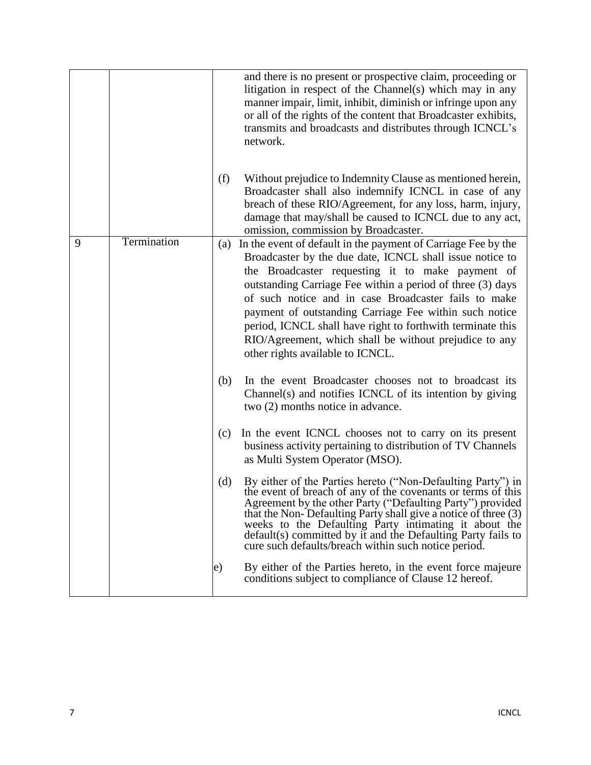| | | |
|---|---|---|
| | | and there is no present or prospective claim, proceeding or litigation in respect of the Channel(s) which may in any manner impair, limit, inhibit, diminish or infringe upon any or all of the rights of the content that Broadcaster exhibits, transmits and broadcasts and distributes through ICNCL's network.<br><br>(f) Without prejudice to Indemnity Clause as mentioned herein, Broadcaster shall also indemnify ICNCL in case of any breach of these RIO/Agreement, for any loss, harm, injury, damage that may/shall be caused to ICNCL due to any act, omission, commission by Broadcaster. |
| 9 | Termination | (a) In the event of default in the payment of Carriage Fee by the Broadcaster by the due date, ICNCL shall issue notice to the Broadcaster requesting it to make payment of outstanding Carriage Fee within a period of three (3) days of such notice and in case Broadcaster fails to make payment of outstanding Carriage Fee within such notice period, ICNCL shall have right to forthwith terminate this RIO/Agreement, which shall be without prejudice to any other rights available to ICNCL.<br><br>(b) In the event Broadcaster chooses not to broadcast its Channel(s) and notifies ICNCL of its intention by giving two (2) months notice in advance.<br><br>(c) In the event ICNCL chooses not to carry on its present business activity pertaining to distribution of TV Channels as Multi System Operator (MSO).<br><br>(d) By either of the Parties hereto ("Non-Defaulting Party") in the event of breach of any of the covenants or terms of this Agreement by the other Party ("Defaulting Party") provided that the Non- Defaulting Party shall give a notice of three (3) weeks to the Defaulting Party intimating it about the default(s) committed by it and the Defaulting Party fails to cure such defaults/breach within such notice period.<br><br>e) By either of the Parties hereto, in the event force majeure conditions subject to compliance of Clause 12 hereof. |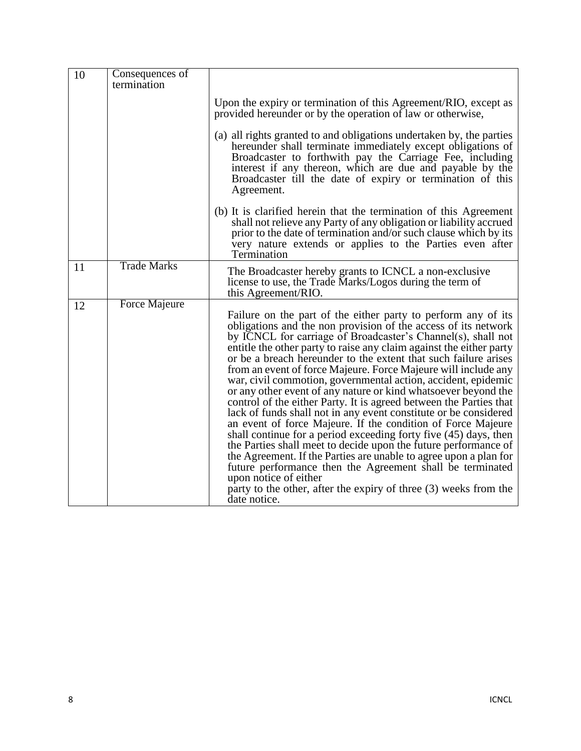| 10 | Consequences of termination | Upon the expiry or termination of this Agreement/RIO, except as provided hereunder or by the operation of law or otherwise,<br><br>(a) all rights granted to and obligations undertaken by, the parties hereunder shall terminate immediately except obligations of Broadcaster to forthwith pay the Carriage Fee, including interest if any thereon, which are due and payable by the Broadcaster till the date of expiry or termination of this Agreement.<br><br>(b) It is clarified herein that the termination of this Agreement shall not relieve any Party of any obligation or liability accrued prior to the date of termination and/or such clause which by its very nature extends or applies to the Parties even after Termination |
|---|---|---|
| 11 | Trade Marks | The Broadcaster hereby grants to ICNCL a non-exclusive license to use, the Trade Marks/Logos during the term of this Agreement/RIO. |
| 12 | Force Majeure | Failure on the part of the either party to perform any of its obligations and the non provision of the access of its network by ICNCL for carriage of Broadcaster's Channel(s), shall not entitle the other party to raise any claim against the either party or be a breach hereunder to the extent that such failure arises from an event of force Majeure. Force Majeure will include any war, civil commotion, governmental action, accident, epidemic or any other event of any nature or kind whatsoever beyond the control of the either Party. It is agreed between the Parties that lack of funds shall not in any event constitute or be considered an event of force Majeure. If the condition of Force Majeure shall continue for a period exceeding forty five (45) days, then the Parties shall meet to decide upon the future performance of the Agreement. If the Parties are unable to agree upon a plan for future performance then the Agreement shall be terminated upon notice of either party to the other, after the expiry of three (3) weeks from the date notice. |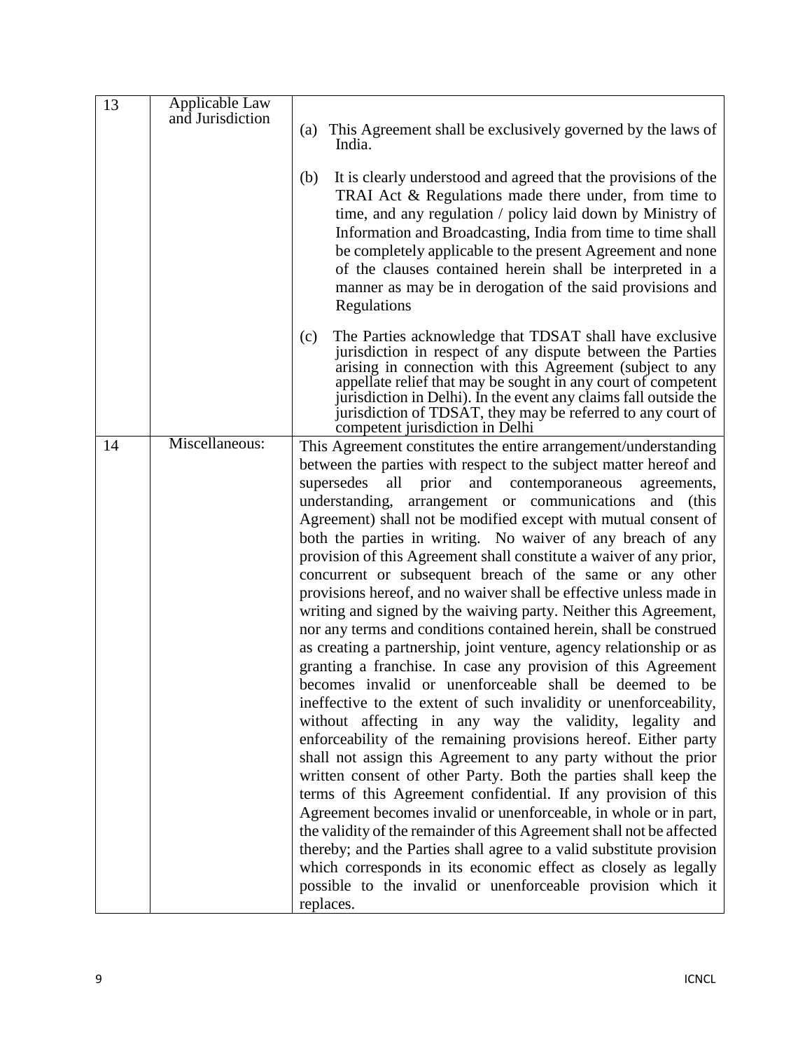| 13 | Applicable Law and Jurisdiction | (a) This Agreement shall be exclusively governed by the laws of India.<br><br>(b) It is clearly understood and agreed that the provisions of the TRAI Act & Regulations made there under, from time to time, and any regulation / policy laid down by Ministry of Information and Broadcasting, India from time to time shall be completely applicable to the present Agreement and none of the clauses contained herein shall be interpreted in a manner as may be in derogation of the said provisions and Regulations<br><br>(c) The Parties acknowledge that TDSAT shall have exclusive jurisdiction in respect of any dispute between the Parties arising in connection with this Agreement (subject to any appellate relief that may be sought in any court of competent jurisdiction in Delhi). In the event any claims fall outside the jurisdiction of TDSAT, they may be referred to any court of competent jurisdiction in Delhi |
|---|---|---|
| 14 | Miscellaneous: | This Agreement constitutes the entire arrangement/understanding between the parties with respect to the subject matter hereof and supersedes all prior and contemporaneous agreements, understanding, arrangement or communications and (this Agreement) shall not be modified except with mutual consent of both the parties in writing. No waiver of any breach of any provision of this Agreement shall constitute a waiver of any prior, concurrent or subsequent breach of the same or any other provisions hereof, and no waiver shall be effective unless made in writing and signed by the waiving party. Neither this Agreement, nor any terms and conditions contained herein, shall be construed as creating a partnership, joint venture, agency relationship or as granting a franchise. In case any provision of this Agreement becomes invalid or unenforceable shall be deemed to be ineffective to the extent of such invalidity or unenforceability, without affecting in any way the validity, legality and enforceability of the remaining provisions hereof. Either party shall not assign this Agreement to any party without the prior written consent of other Party. Both the parties shall keep the terms of this Agreement confidential. If any provision of this Agreement becomes invalid or unenforceable, in whole or in part, the validity of the remainder of this Agreement shall not be affected thereby; and the Parties shall agree to a valid substitute provision which corresponds in its economic effect as closely as legally possible to the invalid or unenforceable provision which it replaces. |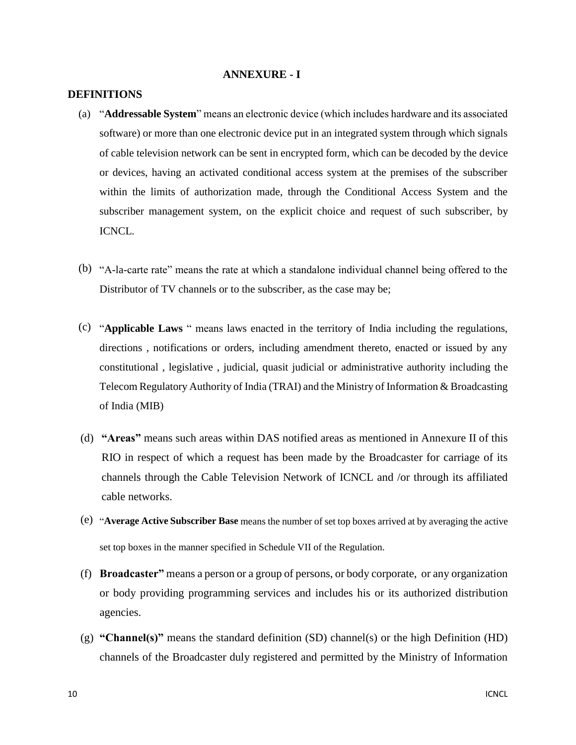## ANNEXURE - I

### DEFINITIONS

(a) "**Addressable System**" means an electronic device (which includes hardware and its associated software) or more than one electronic device put in an integrated system through which signals of cable television network can be sent in encrypted form, which can be decoded by the device or devices, having an activated conditional access system at the premises of the subscriber within the limits of authorization made, through the Conditional Access System and the subscriber management system, on the explicit choice and request of such subscriber, by ICNCL.

(b) "A-la-carte rate" means the rate at which a standalone individual channel being offered to the Distributor of TV channels or to the subscriber, as the case may be;

(c) "**Applicable Laws** " means laws enacted in the territory of India including the regulations, directions , notifications or orders, including amendment thereto, enacted or issued by any constitutional , legislative , judicial, quasit judicial or administrative authority including the Telecom Regulatory Authority of India (TRAI) and the Ministry of Information & Broadcasting of India (MIB)

(d) **"Areas"** means such areas within DAS notified areas as mentioned in Annexure II of this RIO in respect of which a request has been made by the Broadcaster for carriage of its channels through the Cable Television Network of ICNCL and /or through its affiliated cable networks.

(e) "**Average Active Subscriber Base** means the number of set top boxes arrived at by averaging the active set top boxes in the manner specified in Schedule VII of the Regulation.

(f) **Broadcaster"** means a person or a group of persons, or body corporate, or any organization or body providing programming services and includes his or its authorized distribution agencies.

(g) **"Channel(s)"** means the standard definition (SD) channel(s) or the high Definition (HD) channels of the Broadcaster duly registered and permitted by the Ministry of Information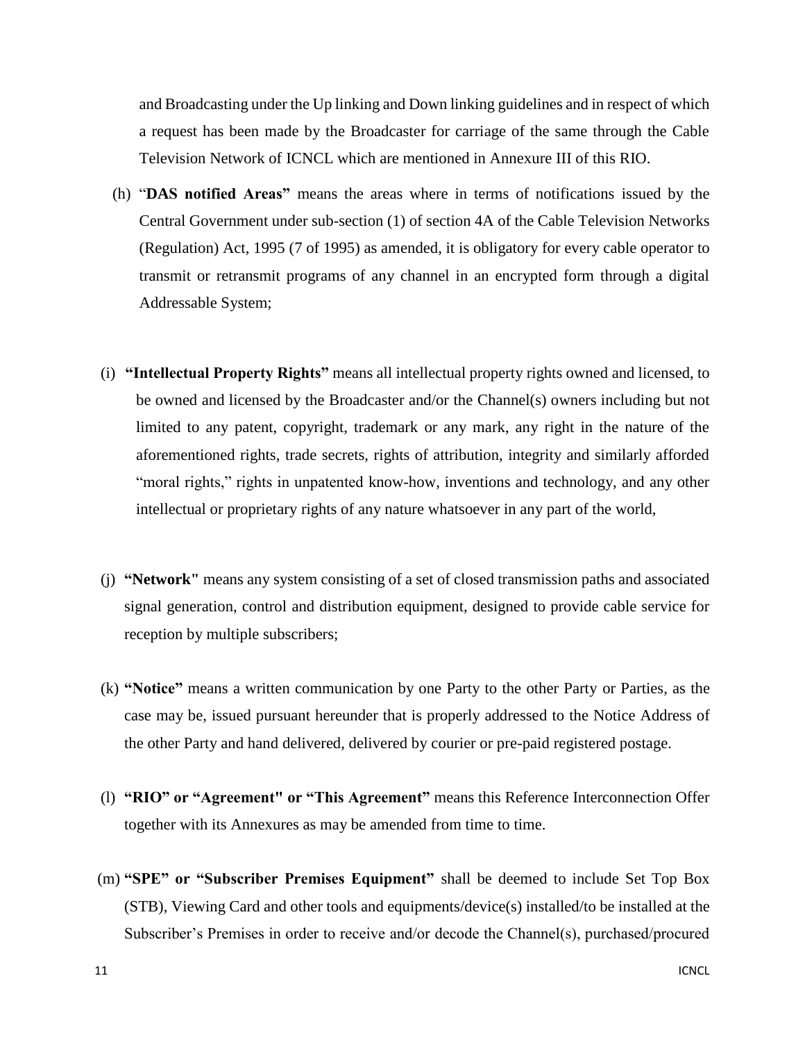and Broadcasting under the Up linking and Down linking guidelines and in respect of which a request has been made by the Broadcaster for carriage of the same through the Cable Television Network of ICNCL which are mentioned in Annexure III of this RIO.

(h) "**DAS notified Areas"** means the areas where in terms of notifications issued by the Central Government under sub-section (1) of section 4A of the Cable Television Networks (Regulation) Act, 1995 (7 of 1995) as amended, it is obligatory for every cable operator to transmit or retransmit programs of any channel in an encrypted form through a digital Addressable System;

(i) **"Intellectual Property Rights"** means all intellectual property rights owned and licensed, to be owned and licensed by the Broadcaster and/or the Channel(s) owners including but not limited to any patent, copyright, trademark or any mark, any right in the nature of the aforementioned rights, trade secrets, rights of attribution, integrity and similarly afforded "moral rights," rights in unpatented know-how, inventions and technology, and any other intellectual or proprietary rights of any nature whatsoever in any part of the world,

(j) **"Network"** means any system consisting of a set of closed transmission paths and associated signal generation, control and distribution equipment, designed to provide cable service for reception by multiple subscribers;

(k) **"Notice"** means a written communication by one Party to the other Party or Parties, as the case may be, issued pursuant hereunder that is properly addressed to the Notice Address of the other Party and hand delivered, delivered by courier or pre-paid registered postage.

(l) **"RIO" or "Agreement" or "This Agreement"** means this Reference Interconnection Offer together with its Annexures as may be amended from time to time.

(m) **"SPE" or "Subscriber Premises Equipment"** shall be deemed to include Set Top Box (STB), Viewing Card and other tools and equipments/device(s) installed/to be installed at the Subscriber's Premises in order to receive and/or decode the Channel(s), purchased/procured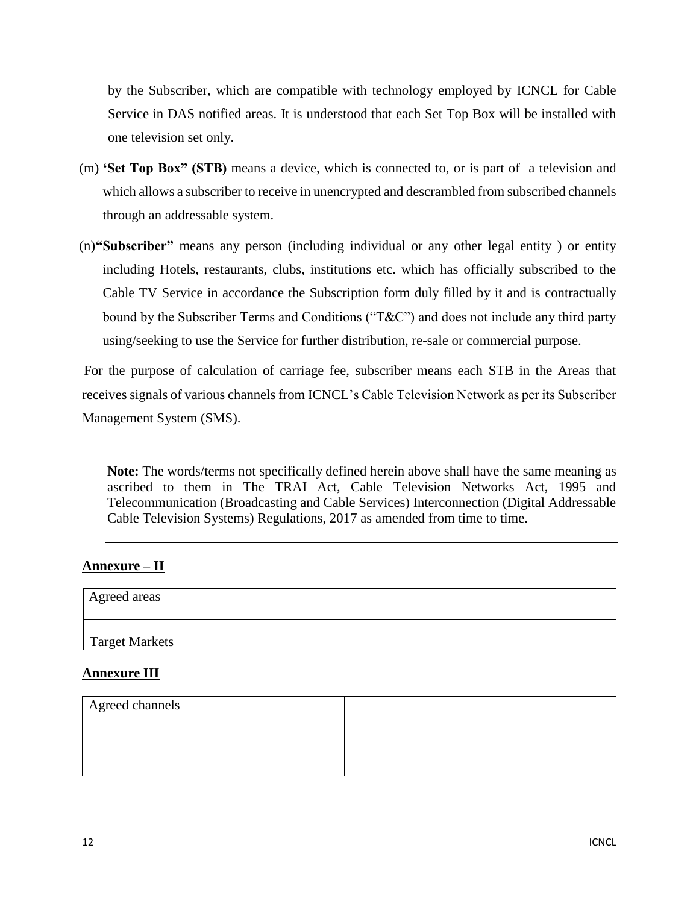by the Subscriber, which are compatible with technology employed by ICNCL for Cable Service in DAS notified areas. It is understood that each Set Top Box will be installed with one television set only.

(m) **'Set Top Box" (STB)** means a device, which is connected to, or is part of a television and which allows a subscriber to receive in unencrypted and descrambled from subscribed channels through an addressable system.

(n)**"Subscriber"** means any person (including individual or any other legal entity ) or entity including Hotels, restaurants, clubs, institutions etc. which has officially subscribed to the Cable TV Service in accordance the Subscription form duly filled by it and is contractually bound by the Subscriber Terms and Conditions ("T&C") and does not include any third party using/seeking to use the Service for further distribution, re-sale or commercial purpose.

For the purpose of calculation of carriage fee, subscriber means each STB in the Areas that receives signals of various channels from ICNCL's Cable Television Network as per its Subscriber Management System (SMS).

**Note:** The words/terms not specifically defined herein above shall have the same meaning as ascribed to them in The TRAI Act, Cable Television Networks Act, 1995 and Telecommunication (Broadcasting and Cable Services) Interconnection (Digital Addressable Cable Television Systems) Regulations, 2017 as amended from time to time.

---

## Annexure – II

| Agreed areas | |
|---|---|
| Target Markets | |

## Annexure III

| Agreed channels | |
|---|---|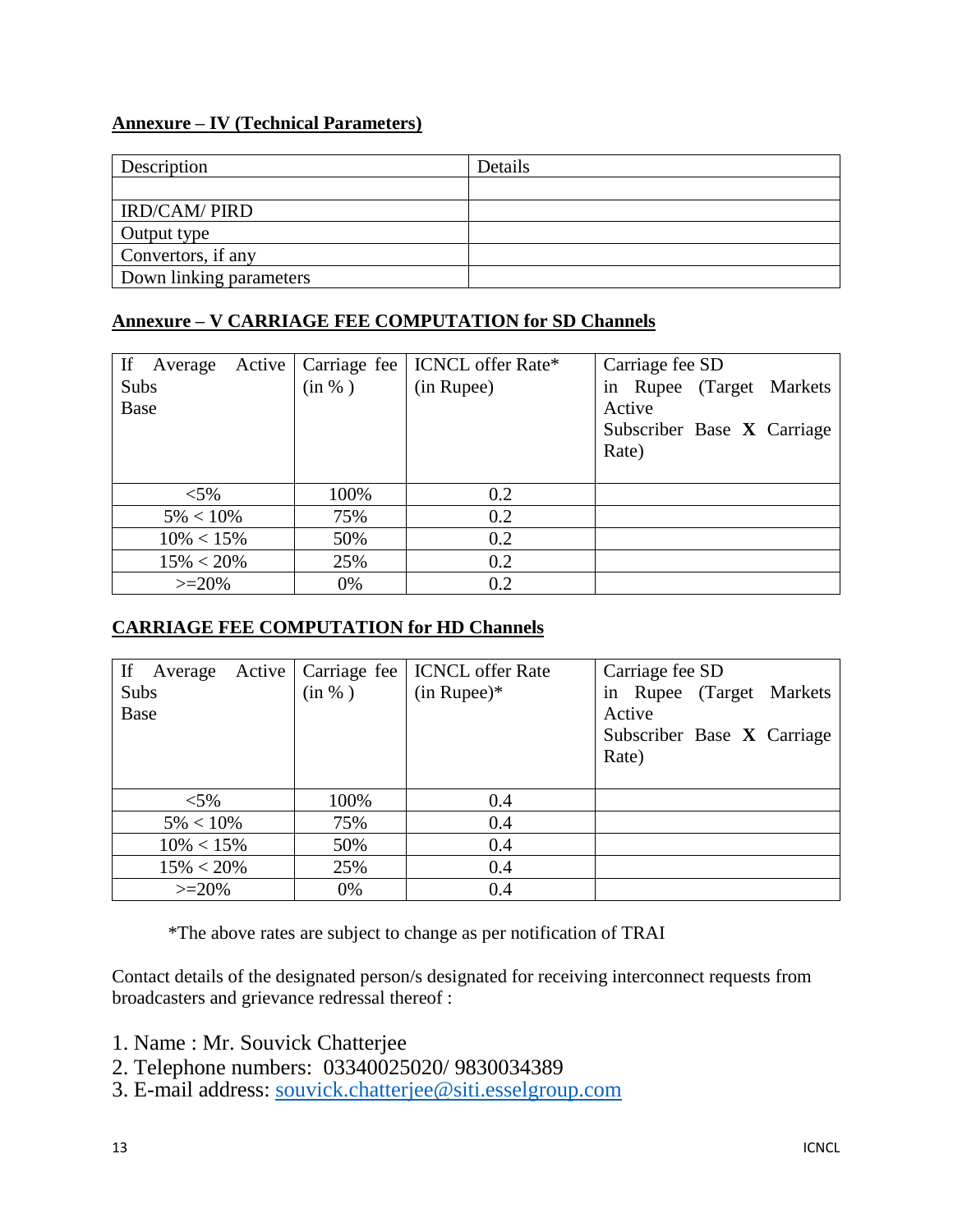## Annexure – IV (Technical Parameters)

| Description | Details |
|---|---|
| | |
| IRD/CAM/ PIRD | |
| Output type | |
| Convertors, if any | |
| Down linking parameters | |

## Annexure – V CARRIAGE FEE COMPUTATION for SD Channels

| If Average Active Subs Base | Carriage fee (in % ) | ICNCL offer Rate* (in Rupee) | Carriage fee SD in Rupee (Target Markets Active Subscriber Base **X** Carriage Rate) |
|---|---|---|---|
| <5% | 100% | 0.2 | |
| 5% < 10% | 75% | 0.2 | |
| 10% < 15% | 50% | 0.2 | |
| 15% < 20% | 25% | 0.2 | |
| >=20% | 0% | 0.2 | |

## CARRIAGE FEE COMPUTATION for HD Channels

| If Average Active Subs Base | Carriage fee (in % ) | ICNCL offer Rate (in Rupee)* | Carriage fee SD in Rupee (Target Markets Active Subscriber Base **X** Carriage Rate) |
|---|---|---|---|
| <5% | 100% | 0.4 | |
| 5% < 10% | 75% | 0.4 | |
| 10% < 15% | 50% | 0.4 | |
| 15% < 20% | 25% | 0.4 | |
| >=20% | 0% | 0.4 | |

*The above rates are subject to change as per notification of TRAI

Contact details of the designated person/s designated for receiving interconnect requests from broadcasters and grievance redressal thereof :

1. Name : Mr. Souvick Chatterjee
2. Telephone numbers: 03340025020/ 9830034389
3. E-mail address: souvick.chatterjee@siti.esselgroup.com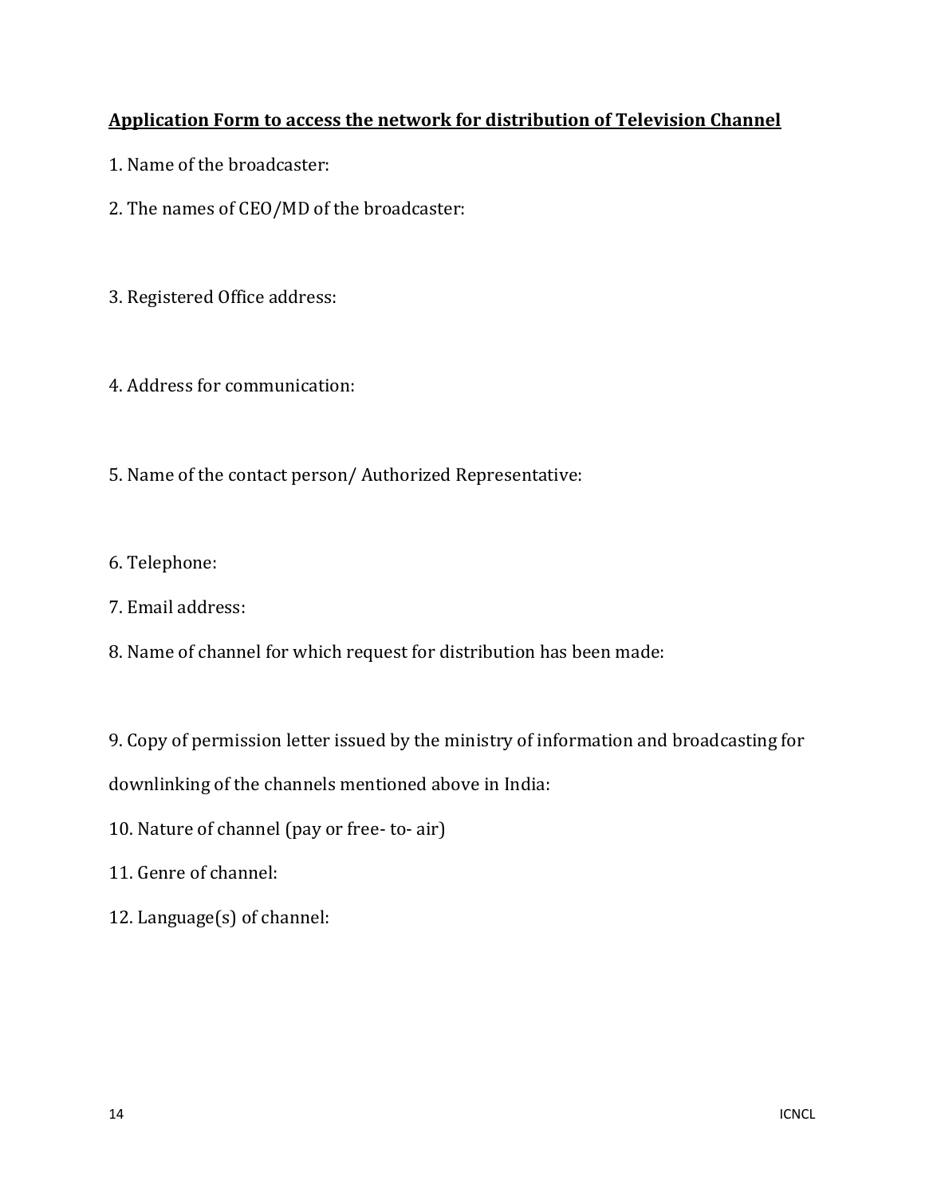**Application Form to access the network for distribution of Television Channel**

1. Name of the broadcaster:

2. The names of CEO/MD of the broadcaster:

3. Registered Office address:

4. Address for communication:

5. Name of the contact person/ Authorized Representative:

6. Telephone:

7. Email address:

8. Name of channel for which request for distribution has been made:

9. Copy of permission letter issued by the ministry of information and broadcasting for downlinking of the channels mentioned above in India:

10. Nature of channel (pay or free- to- air)

11. Genre of channel:

12. Language(s) of channel: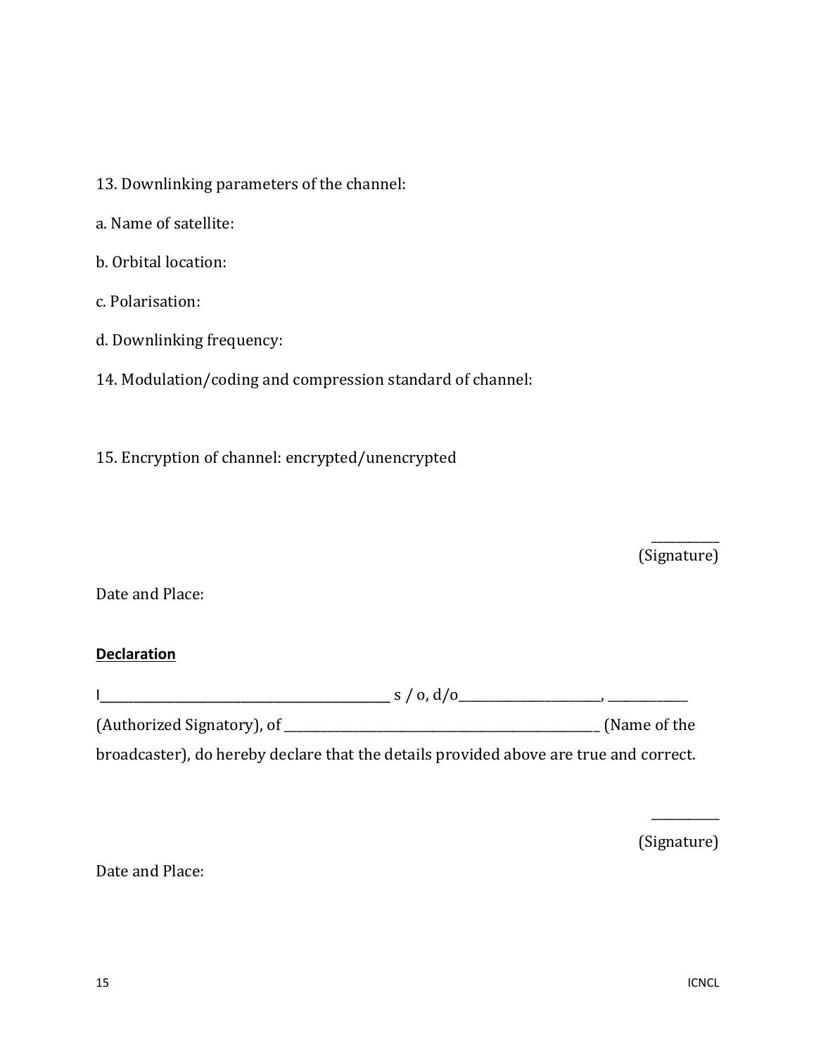13. Downlinking parameters of the channel:

a. Name of satellite:

b. Orbital location:

c. Polarisation:

d. Downlinking frequency:

14. Modulation/coding and compression standard of channel:

15. Encryption of channel: encrypted/unencrypted

___________
(Signature)

Date and Place:

**Declaration**

I_______________________________________________ s / o, d/o________________________, ______________ (Authorized Signatory), of ______________________________________________________ (Name of the broadcaster), do hereby declare that the details provided above are true and correct.

___________
(Signature)

Date and Place: